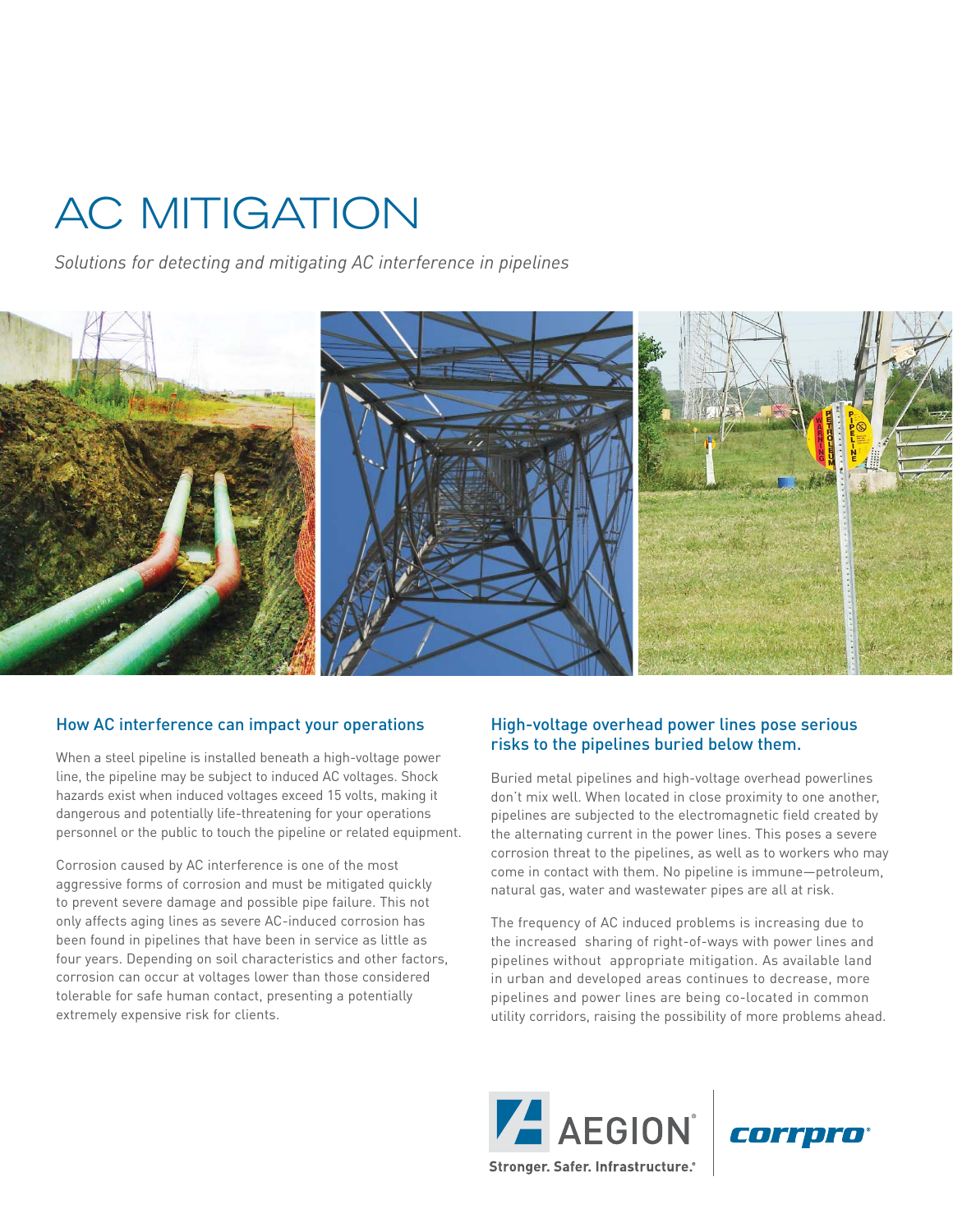# AC MITIGATION

*Solutions for detecting and mitigating AC interference in pipelines*

## How AC interference can impact your operations

When a steel pipeline is installed beneath a high-voltage power line, the pipeline may be subject to induced AC voltages. Shock hazards exist when induced voltages exceed 15 volts, making it dangerous and potentially life-threatening for your operations personnel or the public to touch the pipeline or related equipment.

Corrosion caused by AC interference is one of the most aggressive forms of corrosion and must be mitigated quickly to prevent severe damage and possible pipe failure. This not only affects aging lines as severe AC-induced corrosion has been found in pipelines that have been in service as little as four years. Depending on soil characteristics and other factors, corrosion can occur at voltages lower than those considered tolerable for safe human contact, presenting a potentially extremely expensive risk for clients.

## High-voltage overhead power lines pose serious risks to the pipelines buried below them.

Buried metal pipelines and high-voltage overhead powerlines don't mix well. When located in close proximity to one another, pipelines are subjected to the electromagnetic field created by the alternating current in the power lines. This poses a severe corrosion threat to the pipelines, as well as to workers who may come in contact with them. No pipeline is immune—petroleum, natural gas, water and wastewater pipes are all at risk.

The frequency of AC induced problems is increasing due to the increased sharing of right-of-ways with power lines and pipelines without appropriate mitigation. As available land in urban and developed areas continues to decrease, more pipelines and power lines are being co-located in common utility corridors, raising the possibility of more problems ahead.

AEGION® Stronger. Safer. Infrastructure.® | corrpro®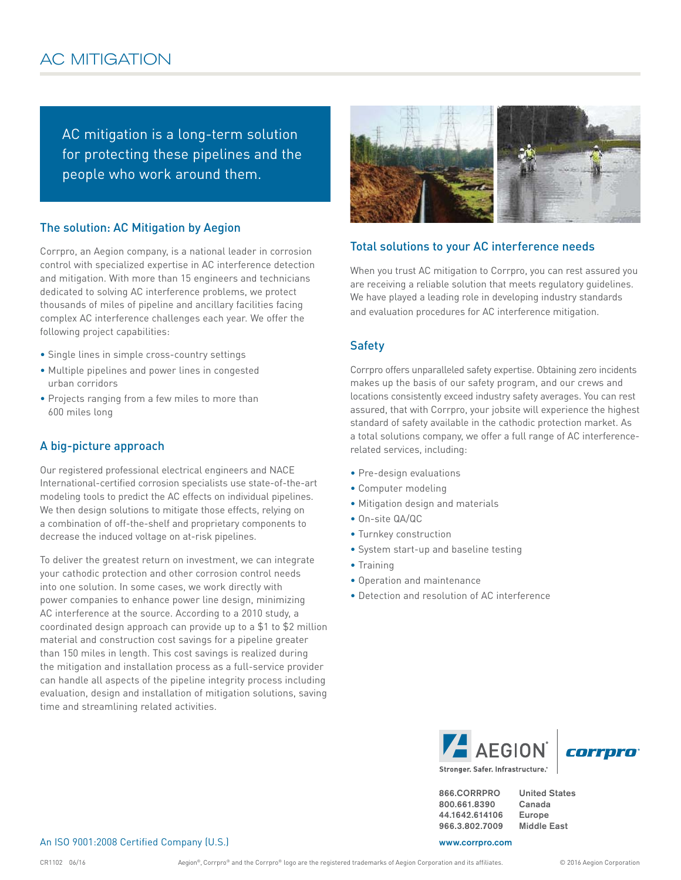# AC MITIGATION

AC mitigation is a long-term solution for protecting these pipelines and the people who work around them.

## The solution: AC Mitigation by Aegion

Corrpro, an Aegion company, is a national leader in corrosion control with specialized expertise in AC interference detection and mitigation. With more than 15 engineers and technicians dedicated to solving AC interference problems, we protect thousands of miles of pipeline and ancillary facilities facing complex AC interference challenges each year. We offer the following project capabilities:

- Single lines in simple cross-country settings
- Multiple pipelines and power lines in congested urban corridors
- Projects ranging from a few miles to more than 600 miles long

## A big-picture approach

Our registered professional electrical engineers and NACE International-certified corrosion specialists use state-of-the-art modeling tools to predict the AC effects on individual pipelines. We then design solutions to mitigate those effects, relying on a combination of off-the-shelf and proprietary components to decrease the induced voltage on at-risk pipelines.

To deliver the greatest return on investment, we can integrate your cathodic protection and other corrosion control needs into one solution. In some cases, we work directly with power companies to enhance power line design, minimizing AC interference at the source. According to a 2010 study, a coordinated design approach can provide up to a $1 to $2 million material and construction cost savings for a pipeline greater than 150 miles in length. This cost savings is realized during the mitigation and installation process as a full-service provider can handle all aspects of the pipeline integrity process including evaluation, design and installation of mitigation solutions, saving time and streamlining related activities.

## Total solutions to your AC interference needs

When you trust AC mitigation to Corrpro, you can rest assured you are receiving a reliable solution that meets regulatory guidelines. We have played a leading role in developing industry standards and evaluation procedures for AC interference mitigation.

## Safety

Corrpro offers unparalleled safety expertise. Obtaining zero incidents makes up the basis of our safety program, and our crews and locations consistently exceed industry safety averages. You can rest assured, that with Corrpro, your jobsite will experience the highest standard of safety available in the cathodic protection market. As a total solutions company, we offer a full range of AC interference-related services, including:

- Pre-design evaluations
- Computer modeling
- Mitigation design and materials
- On-site QA/QC
- Turnkey construction
- System start-up and baseline testing
- Training
- Operation and maintenance
- Detection and resolution of AC interference

AEGION® | corrpro®

Stronger. Safer. Infrastructure.®

| | |
|---|---|
| 866.CORRPRO | United States |
| 800.661.8390 | Canada |
| 44.1642.614106 | Europe |
| 966.3.802.7009 | Middle East |

www.corrpro.com

An ISO 9001:2008 Certified Company (U.S.)

CR1102 06/16 Aegion®, Corrpro® and the Corrpro® logo are the registered trademarks of Aegion Corporation and its affiliates. © 2016 Aegion Corporation